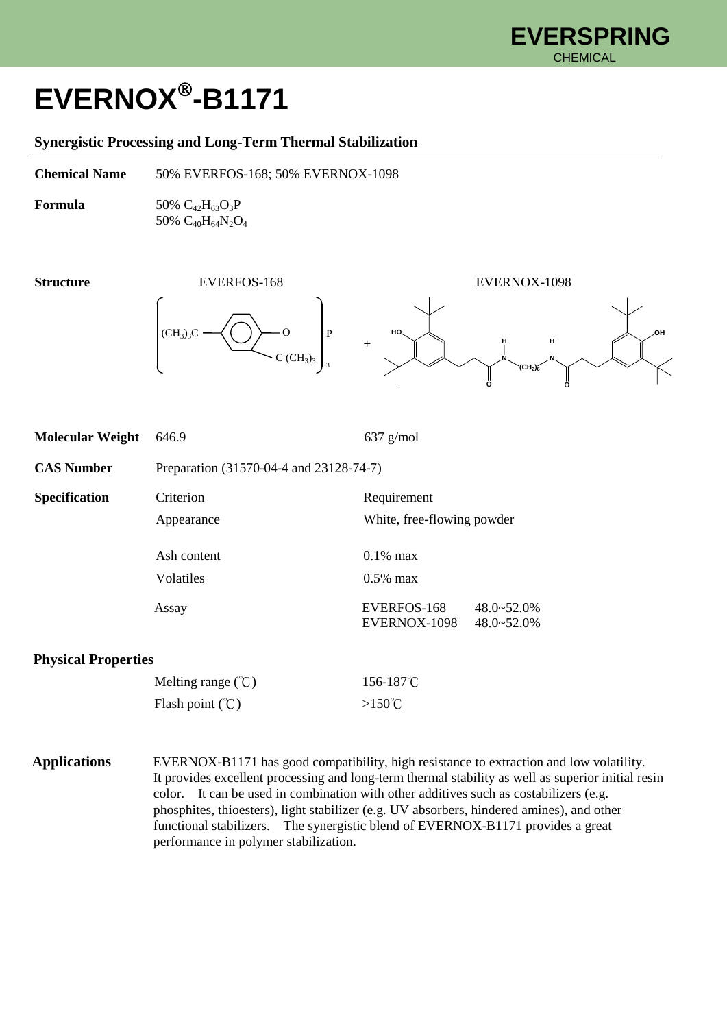EVERSPRING
CHEMICAL

# EVERNOX®-B1171

**Synergistic Processing and Long-Term Thermal Stabilization**

**Chemical Name** 50% EVERFOS-168; 50% EVERNOX-1098

**Formula** 50% $C_{42}H_{63}O_3P$
50% $C_{40}H_{64}N_2O_4$

**Structure** EVERFOS-168 + EVERNOX-1098

| | EVERFOS-168 | EVERNOX-1098 |
|---|---|---|
| **Molecular Weight** | 646.9 | 637 g/mol |

**CAS Number** Preparation (31570-04-4 and 23128-74-7)

**Specification**

| Criterion | Requirement | |
|---|---|---|
| Appearance | White, free-flowing powder | |
| Ash content | 0.1% max | |
| Volatiles | 0.5% max | |
| Assay | EVERFOS-168 | 48.0~52.0% |
| | EVERNOX-1098 | 48.0~52.0% |

**Physical Properties**

| | |
|---|---|
| Melting range (℃) | 156-187℃ |
| Flash point (℃) | >150℃ |

**Applications** EVERNOX-B1171 has good compatibility, high resistance to extraction and low volatility. It provides excellent processing and long-term thermal stability as well as superior initial resin color. It can be used in combination with other additives such as costabilizers (e.g. phosphites, thioesters), light stabilizer (e.g. UV absorbers, hindered amines), and other functional stabilizers. The synergistic blend of EVERNOX-B1171 provides a great performance in polymer stabilization.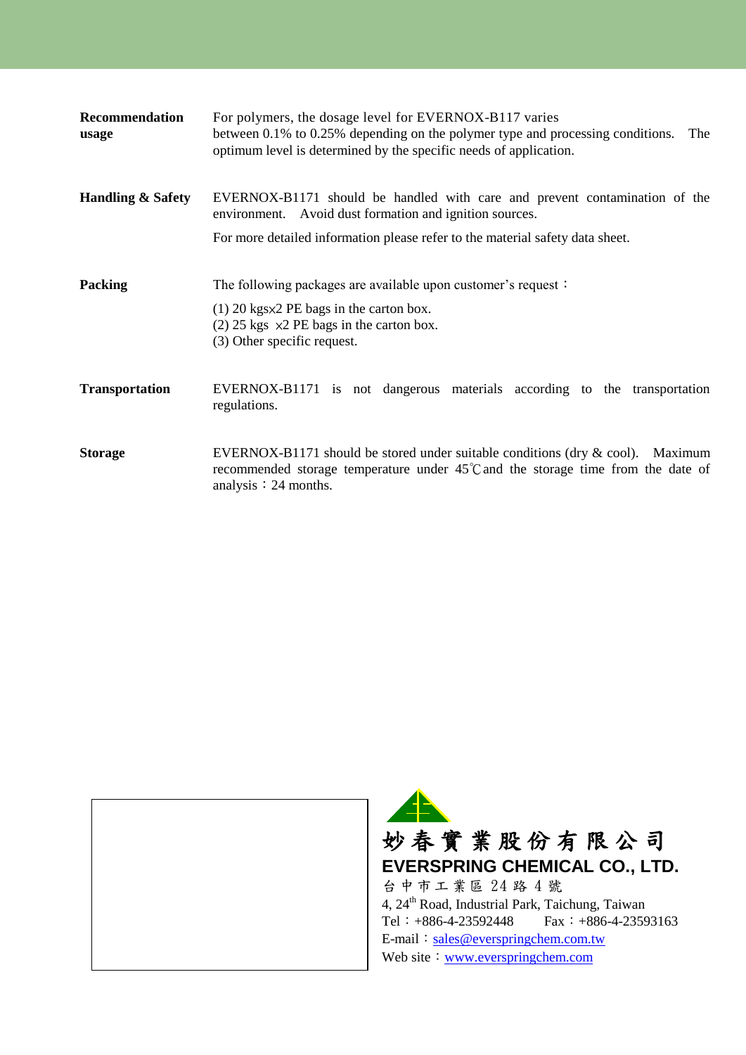**Recommendation usage**

For polymers, the dosage level for EVERNOX-B117 varies between 0.1% to 0.25% depending on the polymer type and processing conditions. The optimum level is determined by the specific needs of application.

**Handling & Safety**

EVERNOX-B1171 should be handled with care and prevent contamination of the environment. Avoid dust formation and ignition sources.

For more detailed information please refer to the material safety data sheet.

**Packing**

The following packages are available upon customer's request：

(1) 20 kgs×2 PE bags in the carton box.
(2) 25 kgs ×2 PE bags in the carton box.
(3) Other specific request.

**Transportation**

EVERNOX-B1171 is not dangerous materials according to the transportation regulations.

**Storage**

EVERNOX-B1171 should be stored under suitable conditions (dry & cool). Maximum recommended storage temperature under 45℃ and the storage time from the date of analysis：24 months.

妙春實業股份有限公司
**EVERSPRING CHEMICAL CO., LTD.**
台中市工業區 24 路 4 號
4, 24th Road, Industrial Park, Taichung, Taiwan
Tel：+886-4-23592448 Fax：+886-4-23593163
E-mail：sales@everspringchem.com.tw
Web site：www.everspringchem.com